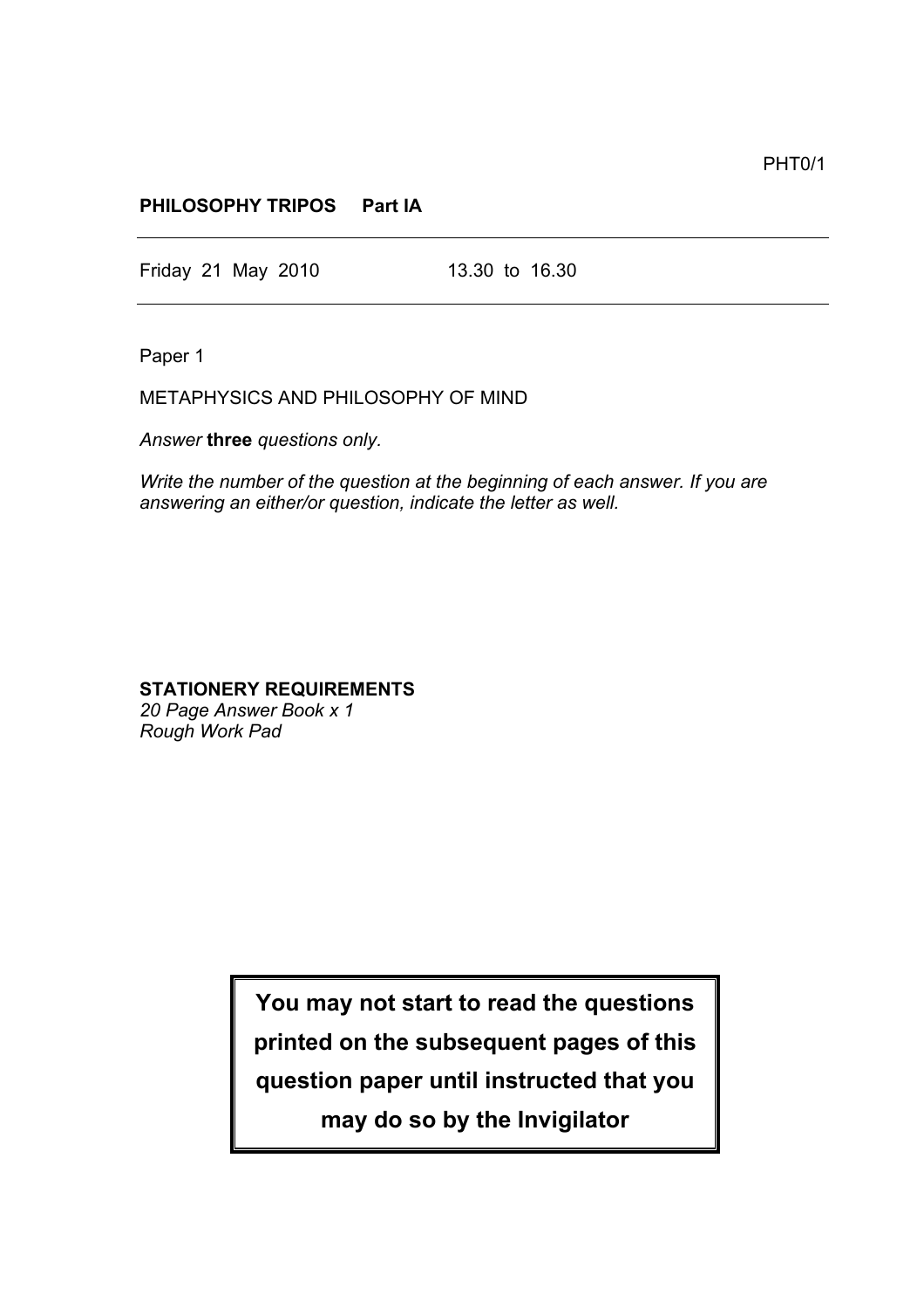PHT0/1

**PHILOSOPHY TRIPOS Part IA**

---

Friday 21 May 2010 13.30 to 16.30

---

Paper 1

METAPHYSICS AND PHILOSOPHY OF MIND

*Answer* **three** *questions only.*

*Write the number of the question at the beginning of each answer. If you are answering an either/or question, indicate the letter as well.*

**STATIONERY REQUIREMENTS**
*20 Page Answer Book x 1*
*Rough Work Pad*

**You may not start to read the questions printed on the subsequent pages of this question paper until instructed that you may do so by the Invigilator**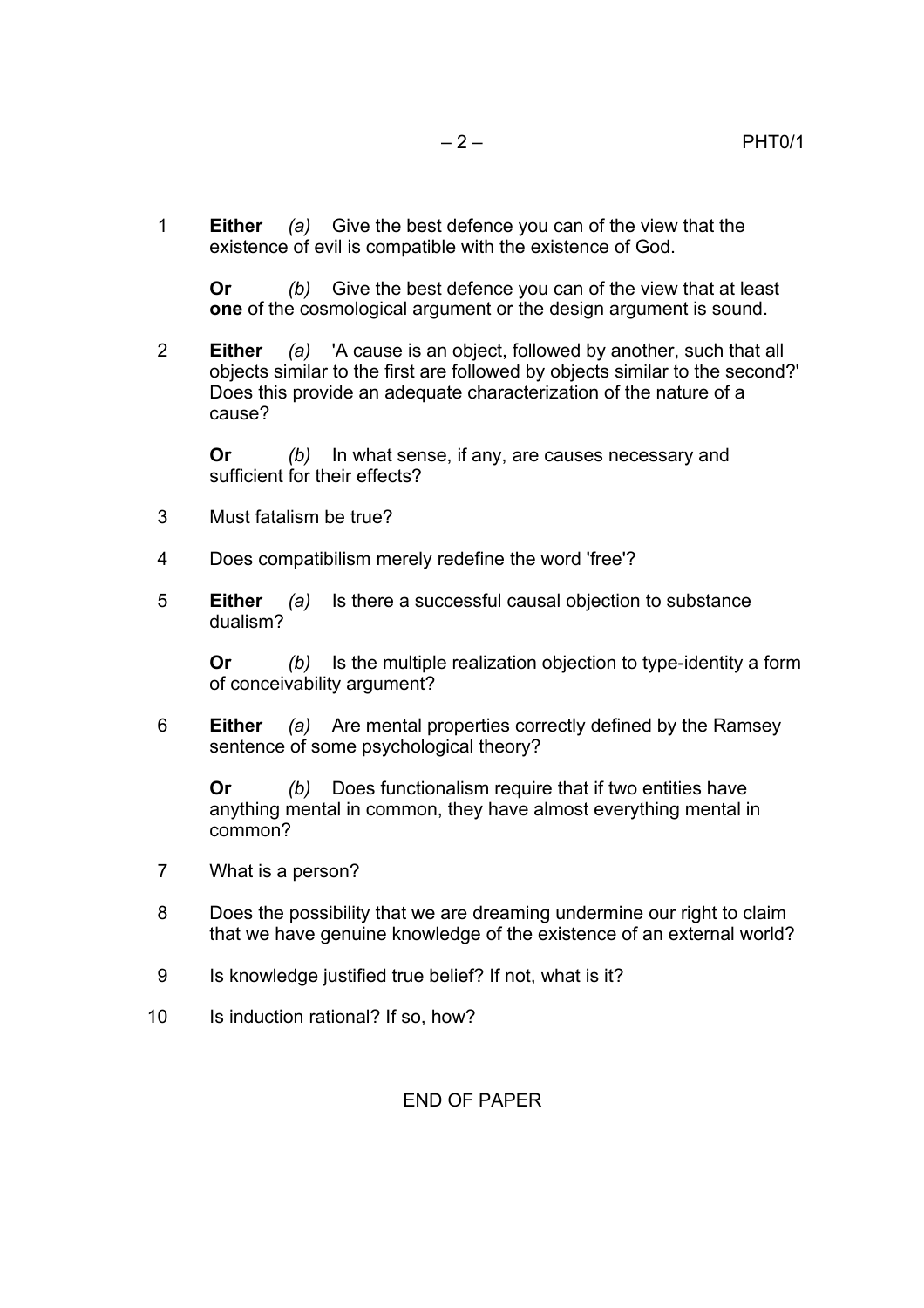1 **Either** *(a)* Give the best defence you can of the view that the existence of evil is compatible with the existence of God.

**Or** *(b)* Give the best defence you can of the view that at least **one** of the cosmological argument or the design argument is sound.

2 **Either** *(a)* 'A cause is an object, followed by another, such that all objects similar to the first are followed by objects similar to the second?' Does this provide an adequate characterization of the nature of a cause?

**Or** *(b)* In what sense, if any, are causes necessary and sufficient for their effects?

3 Must fatalism be true?

4 Does compatibilism merely redefine the word 'free'?

5 **Either** *(a)* Is there a successful causal objection to substance dualism?

**Or** *(b)* Is the multiple realization objection to type-identity a form of conceivability argument?

6 **Either** *(a)* Are mental properties correctly defined by the Ramsey sentence of some psychological theory?

**Or** *(b)* Does functionalism require that if two entities have anything mental in common, they have almost everything mental in common?

7 What is a person?

8 Does the possibility that we are dreaming undermine our right to claim that we have genuine knowledge of the existence of an external world?

9 Is knowledge justified true belief? If not, what is it?

10 Is induction rational? If so, how?

END OF PAPER